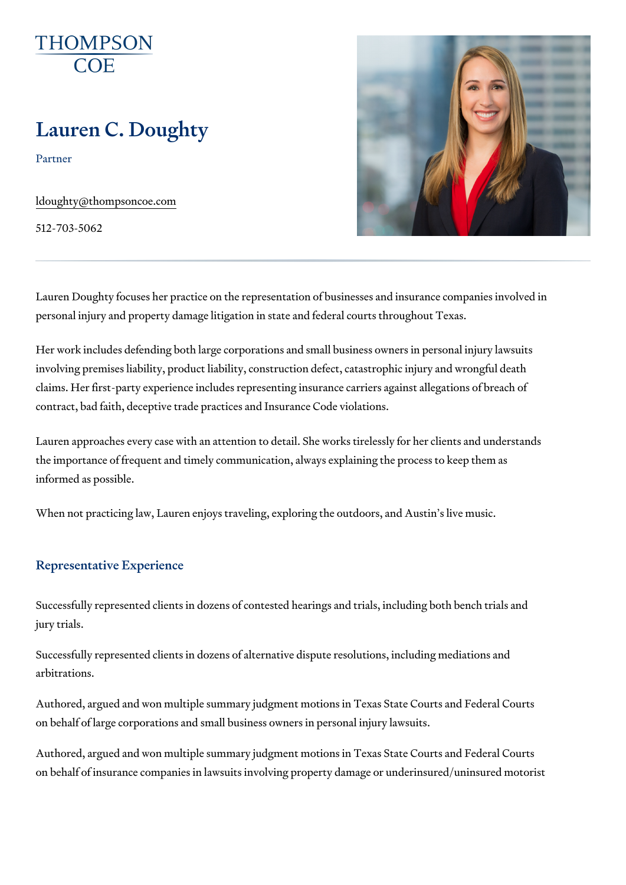THOMPSON COE

# Lauren C. Doughty

Partner

ldoughty@thompsoncoe.com

512-703-5062

Lauren Doughty focuses her practice on the representation of businesses and insurance companies involved in personal injury and property damage litigation in state and federal courts throughout Texas.

Her work includes defending both large corporations and small business owners in personal injury lawsuits involving premises liability, product liability, construction defect, catastrophic injury and wrongful death claims. Her first-party experience includes representing insurance carriers against allegations of breach of contract, bad faith, deceptive trade practices and Insurance Code violations.

Lauren approaches every case with an attention to detail. She works tirelessly for her clients and understands the importance of frequent and timely communication, always explaining the process to keep them as informed as possible.

When not practicing law, Lauren enjoys traveling, exploring the outdoors, and Austin's live music.

## Representative Experience

Successfully represented clients in dozens of contested hearings and trials, including both bench trials and jury trials.

Successfully represented clients in dozens of alternative dispute resolutions, including mediations and arbitrations.

Authored, argued and won multiple summary judgment motions in Texas State Courts and Federal Courts on behalf of large corporations and small business owners in personal injury lawsuits.

Authored, argued and won multiple summary judgment motions in Texas State Courts and Federal Courts on behalf of insurance companies in lawsuits involving property damage or underinsured/uninsured motorist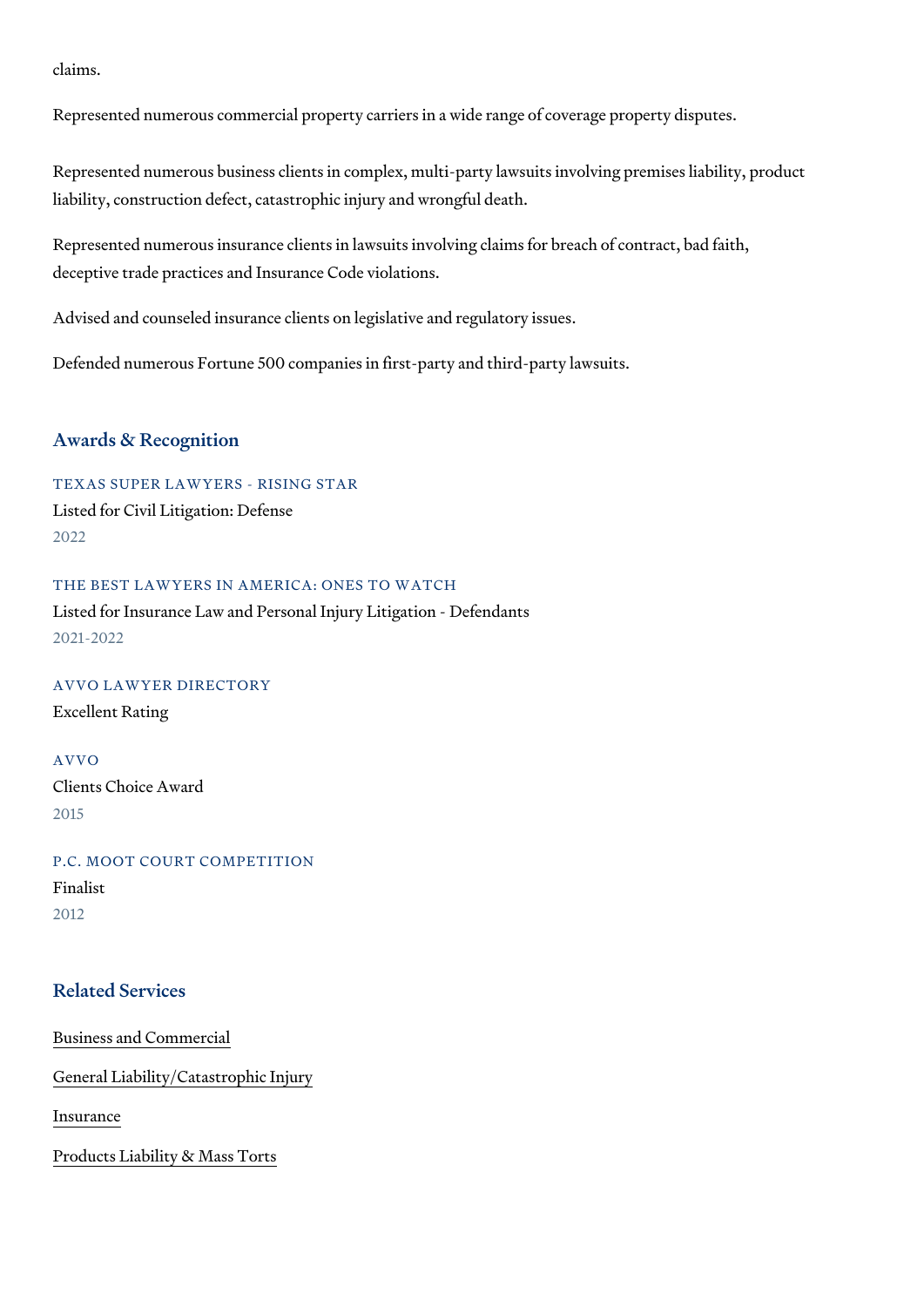claims.

Represented numerous commercial property carriers in a wide range of coverage property disputes.

Represented numerous business clients in complex, multi-party lawsuits involving premises liability, product liability, construction defect, catastrophic injury and wrongful death.

Represented numerous insurance clients in lawsuits involving claims for breach of contract, bad faith, deceptive trade practices and Insurance Code violations.

Advised and counseled insurance clients on legislative and regulatory issues.

Defended numerous Fortune 500 companies in first-party and third-party lawsuits.

## Awards & Recognition

TEXAS SUPER LAWYERS - RISING STAR

Listed for Civil Litigation: Defense

2022

THE BEST LAWYERS IN AMERICA: ONES TO WATCH

Listed for Insurance Law and Personal Injury Litigation - Defendants

2021-2022

AVVO LAWYER DIRECTORY

Excellent Rating

AVVO

Clients Choice Award

2015

P.C. MOOT COURT COMPETITION

Finalist

2012

## Related Services

Business and Commercial

General Liability/Catastrophic Injury

Insurance

Products Liability & Mass Torts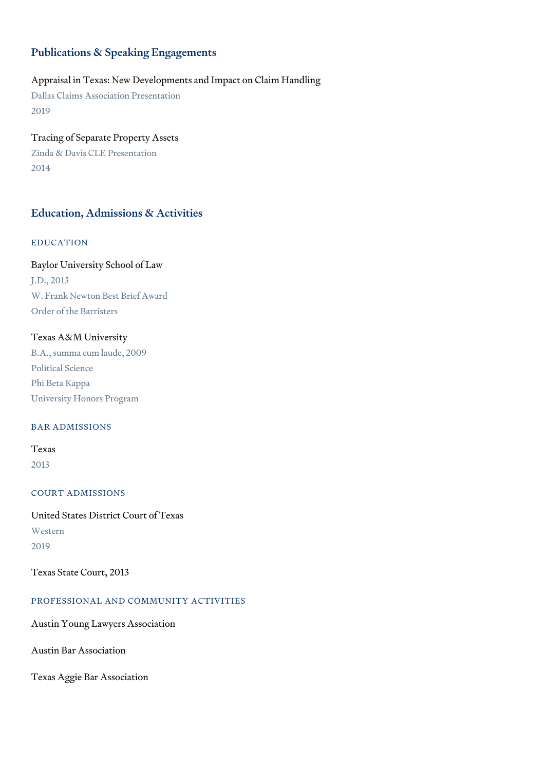## Publications & Speaking Engagements

Appraisal in Texas: New Developments and Impact on Claim Handling
Dallas Claims Association Presentation
2019

Tracing of Separate Property Assets
Zinda & Davis CLE Presentation
2014

## Education, Admissions & Activities

### EDUCATION

Baylor University School of Law
J.D., 2013
W. Frank Newton Best Brief Award
Order of the Barristers

Texas A&M University
B.A., summa cum laude, 2009
Political Science
Phi Beta Kappa
University Honors Program

### BAR ADMISSIONS

Texas
2013

### COURT ADMISSIONS

United States District Court of Texas
Western
2019

Texas State Court, 2013

### PROFESSIONAL AND COMMUNITY ACTIVITIES

Austin Young Lawyers Association

Austin Bar Association

Texas Aggie Bar Association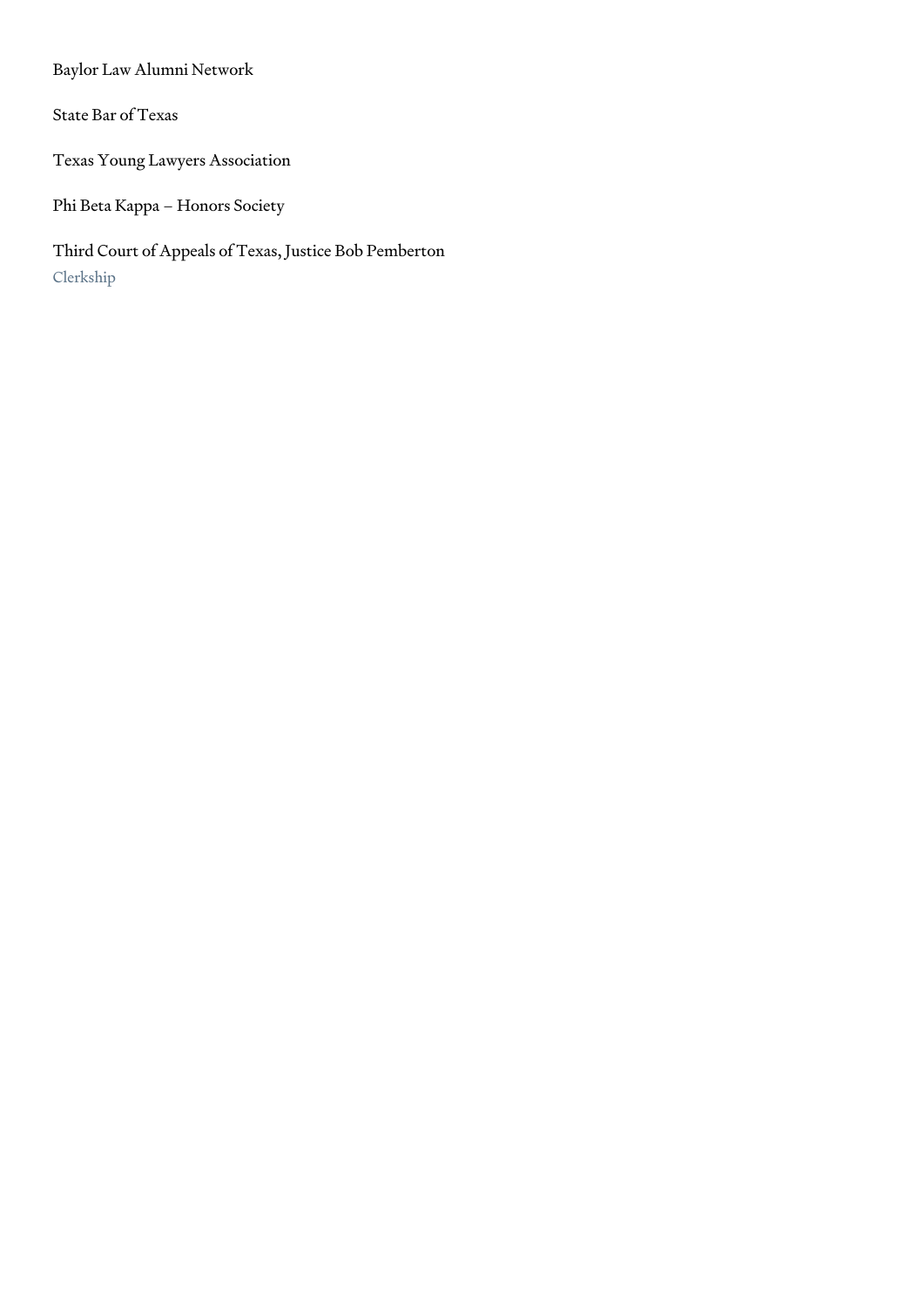Baylor Law Alumni Network

State Bar of Texas

Texas Young Lawyers Association

Phi Beta Kappa – Honors Society

Third Court of Appeals of Texas, Justice Bob Pemberton
Clerkship